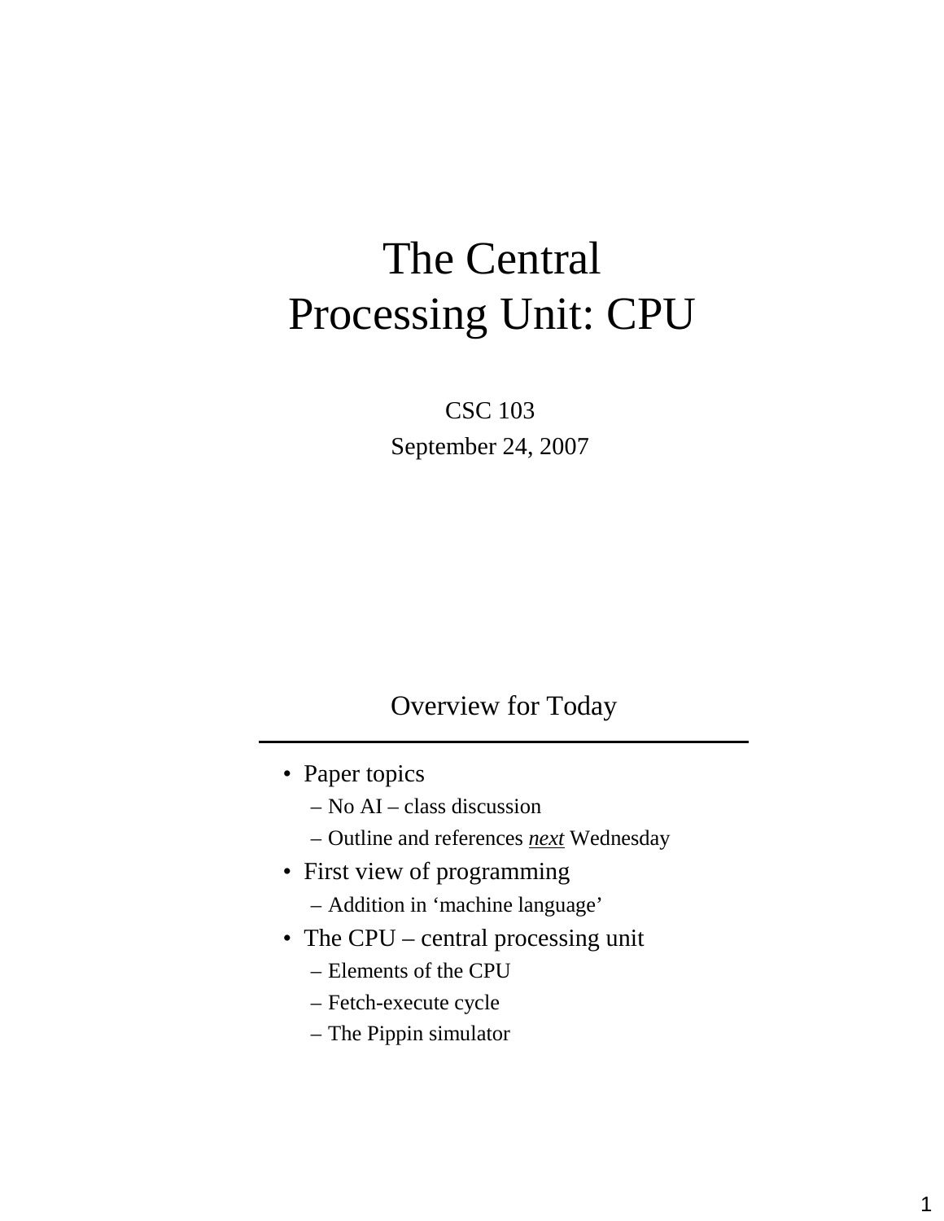# The Central Processing Unit: CPU

CSC 103

September 24, 2007

## Overview for Today

- Paper topics
  - No AI – class discussion
  - Outline and references ***next*** Wednesday
- First view of programming
  - Addition in 'machine language'
- The CPU – central processing unit
  - Elements of the CPU
  - Fetch-execute cycle
  - The Pippin simulator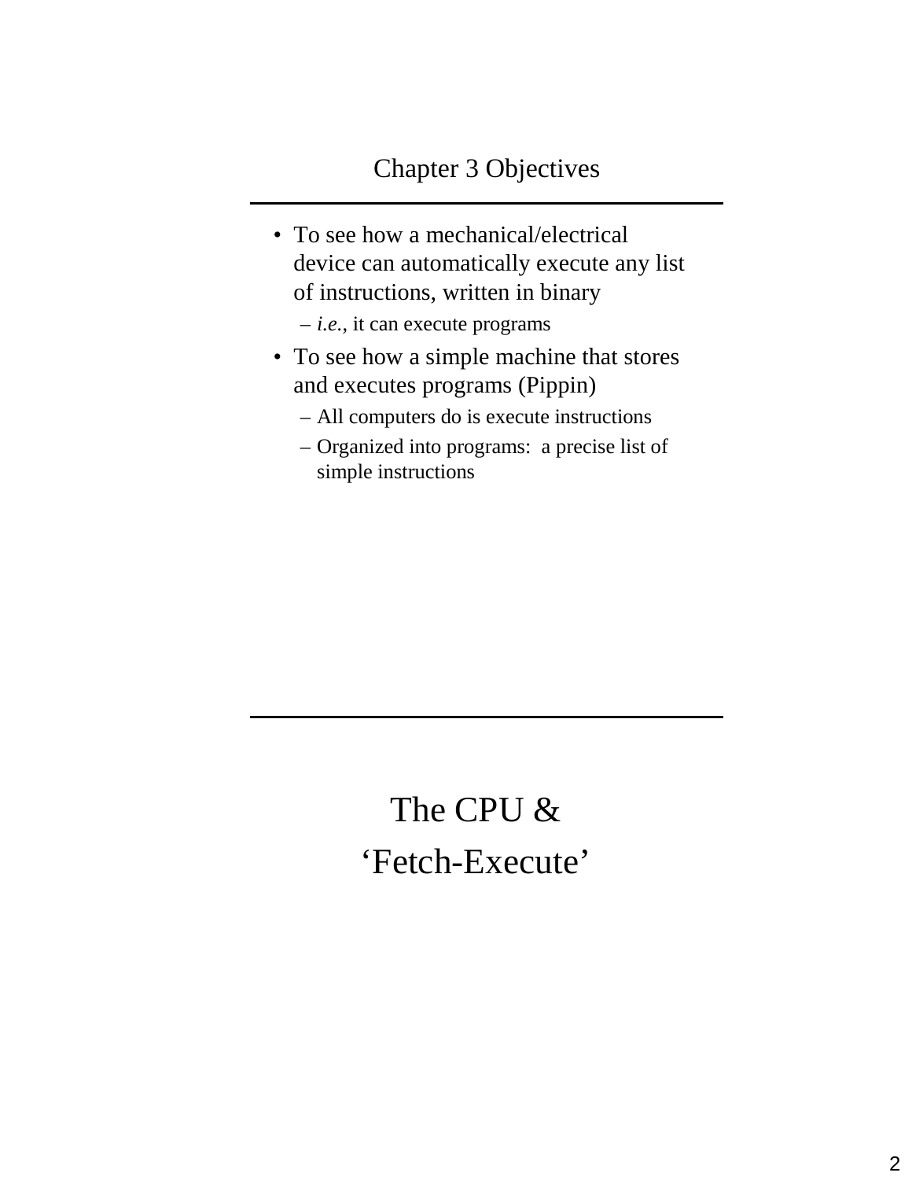## Chapter 3 Objectives

- To see how a mechanical/electrical device can automatically execute any list of instructions, written in binary
  - *i.e.*, it can execute programs
- To see how a simple machine that stores and executes programs (Pippin)
  - All computers do is execute instructions
  - Organized into programs: a precise list of simple instructions

## The CPU & ‘Fetch-Execute’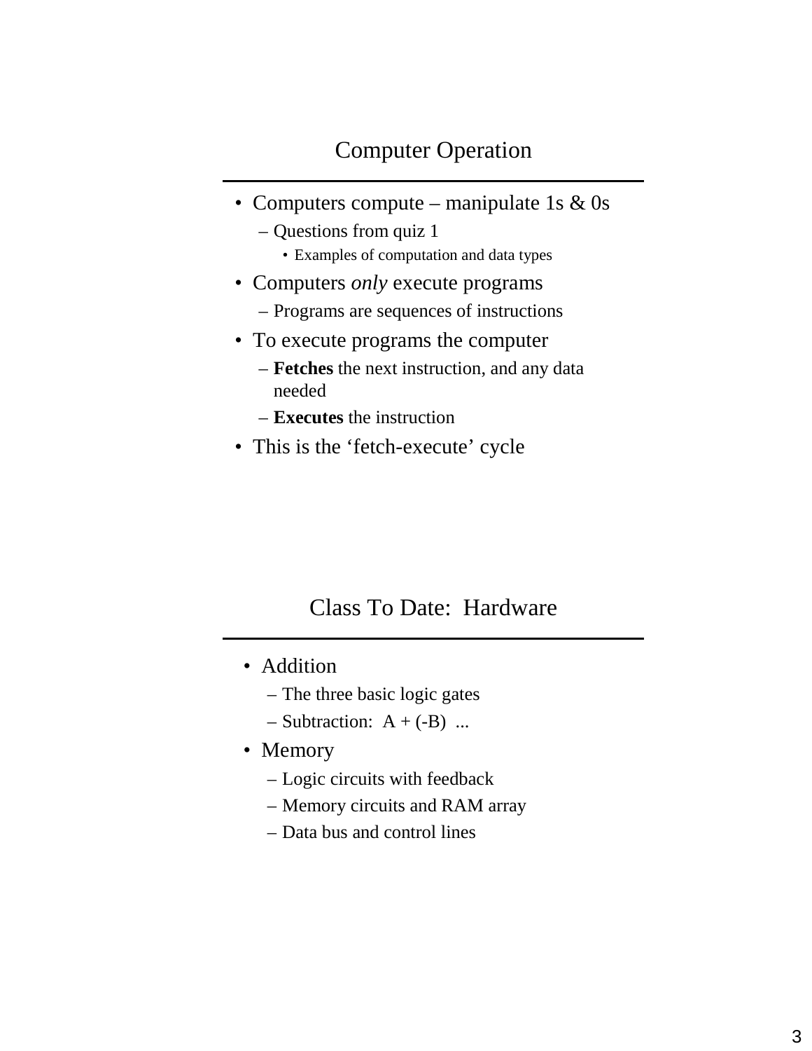## Computer Operation

- Computers compute – manipulate 1s & 0s
  - Questions from quiz 1
    - Examples of computation and data types
- Computers *only* execute programs
  - Programs are sequences of instructions
- To execute programs the computer
  - **Fetches** the next instruction, and any data needed
  - **Executes** the instruction
- This is the ‘fetch-execute’ cycle

## Class To Date: Hardware

- Addition
  - The three basic logic gates
  - Subtraction: A + (-B) ...
- Memory
  - Logic circuits with feedback
  - Memory circuits and RAM array
  - Data bus and control lines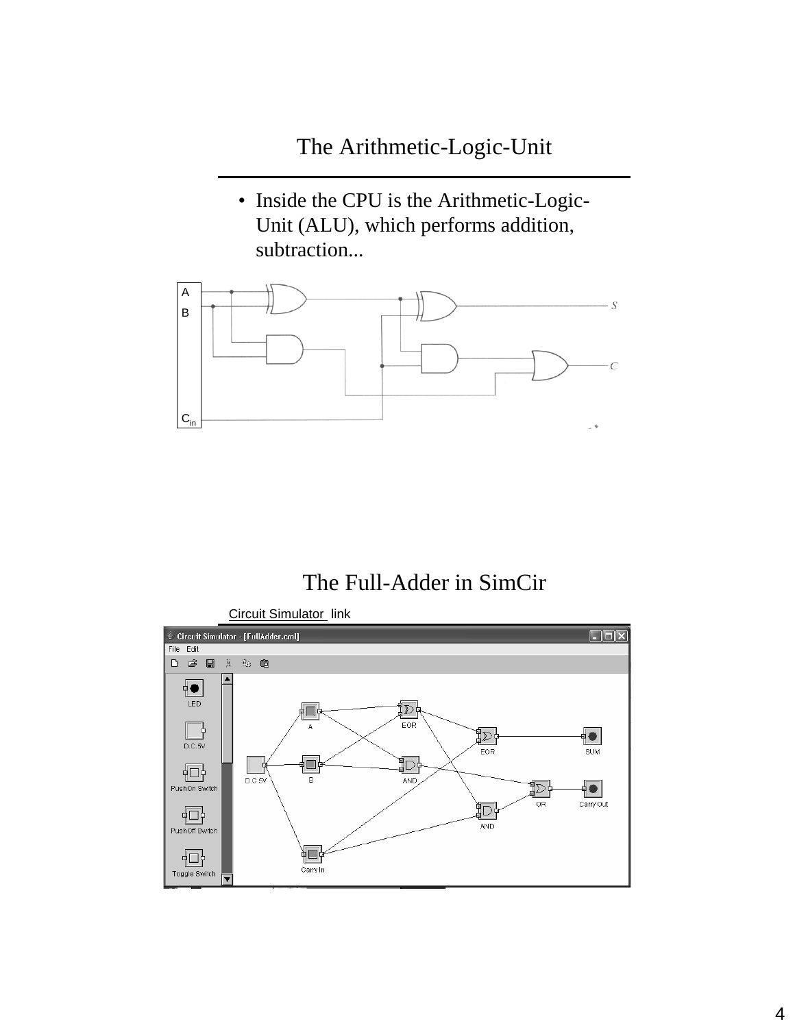# The Arithmetic-Logic-Unit

- Inside the CPU is the Arithmetic-Logic-Unit (ALU), which performs addition, subtraction...

# The Full-Adder in SimCir

Circuit Simulator link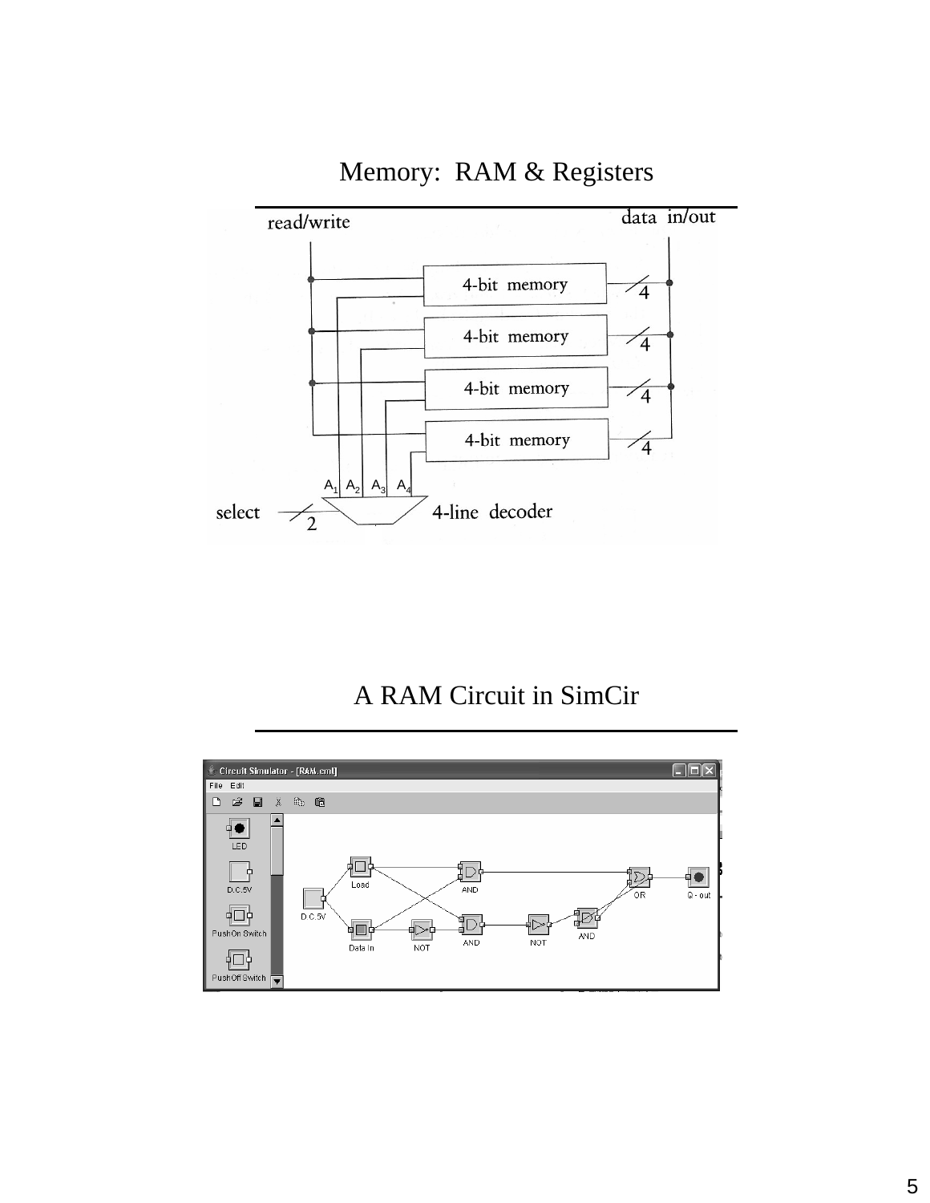# Memory: RAM & Registers

read/write

data in/out

4-bit memory

4-bit memory

4-bit memory

4-bit memory

$A_1$ $A_2$ $A_3$ $A_4$

select 2

4-line decoder

# A RAM Circuit in SimCir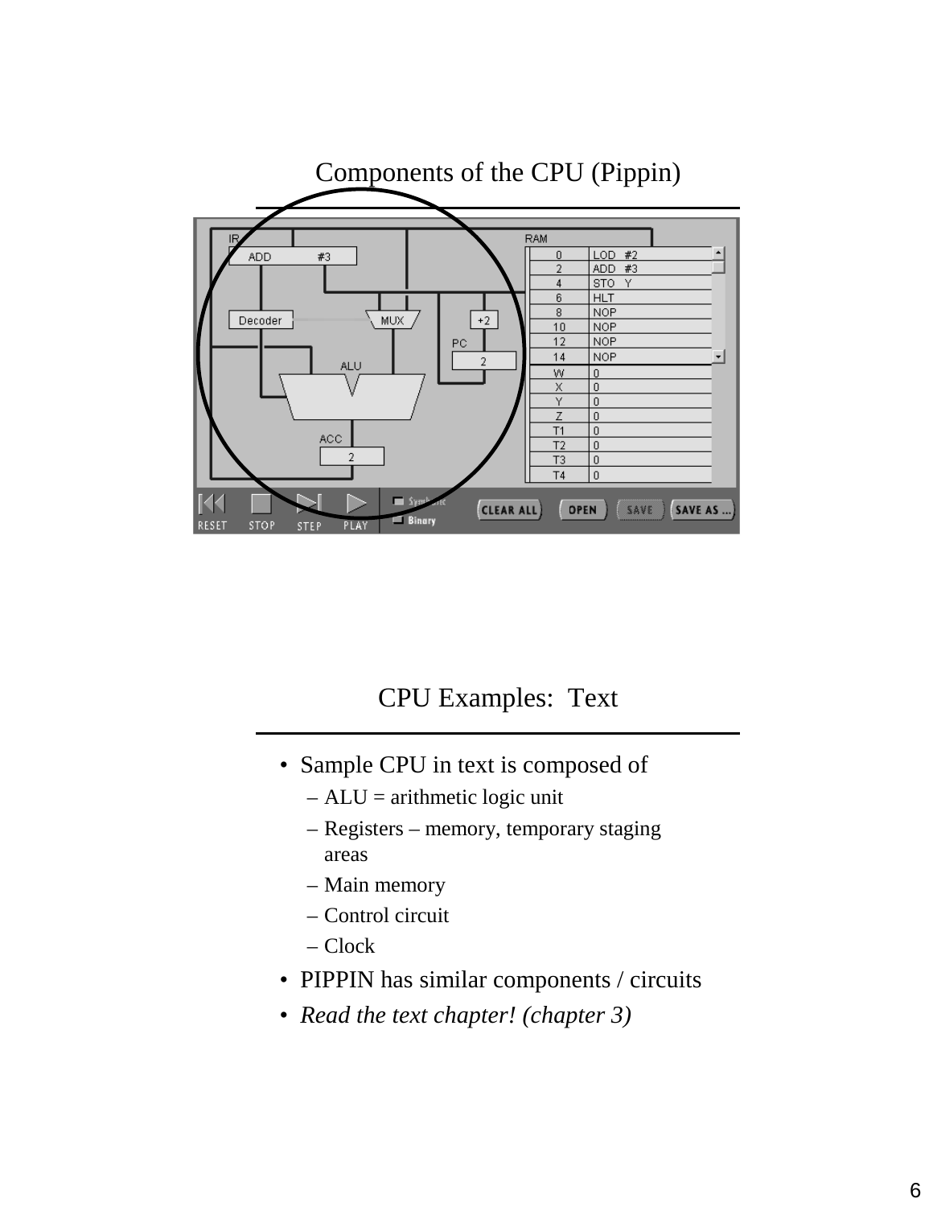# Components of the CPU (Pippin)

# CPU Examples: Text

- Sample CPU in text is composed of
  - ALU = arithmetic logic unit
  - Registers – memory, temporary staging areas
  - Main memory
  - Control circuit
  - Clock
- PIPPIN has similar components / circuits
- *Read the text chapter! (chapter 3)*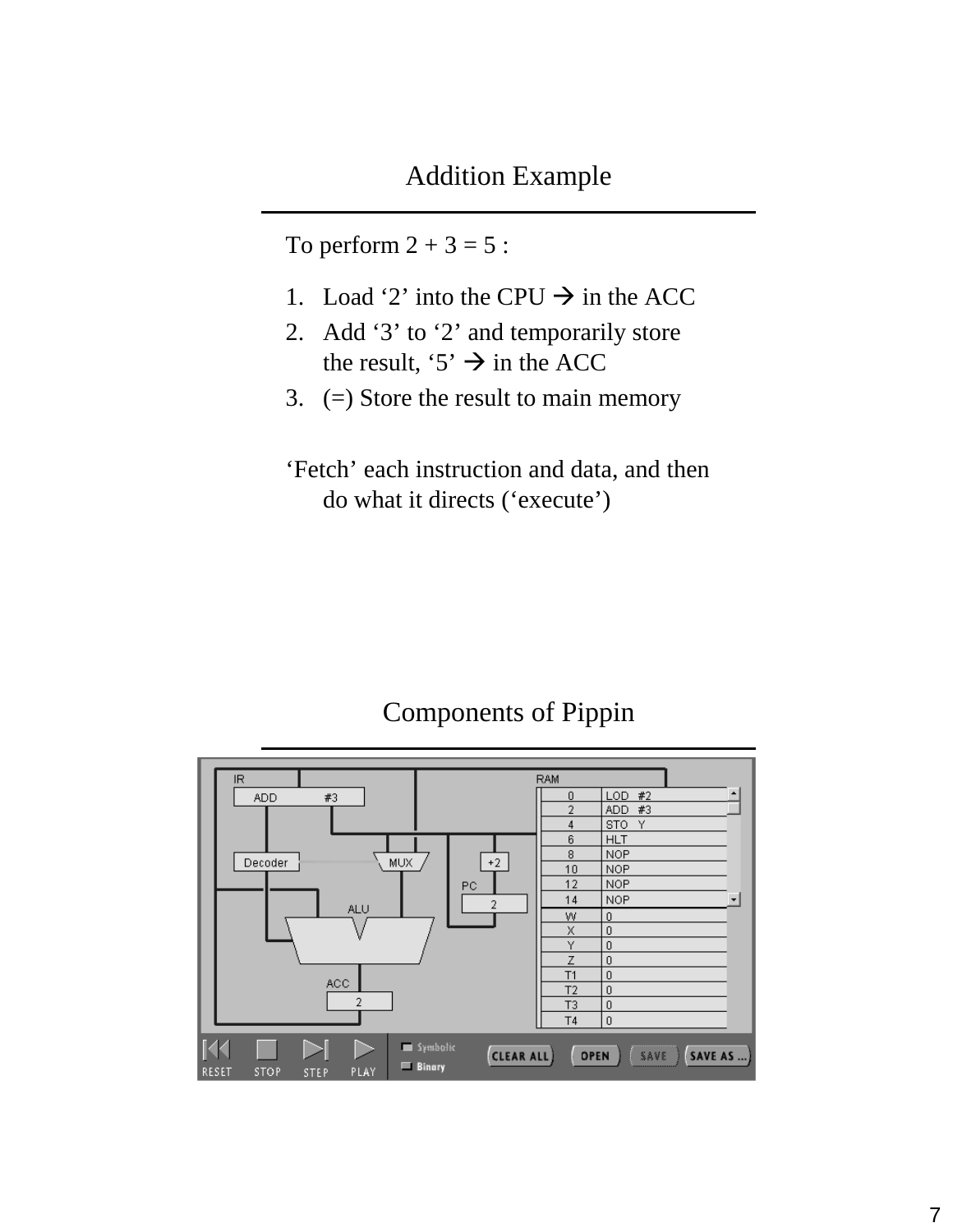## Addition Example

To perform 2 + 3 = 5 :

1. Load ‘2’ into the CPU → in the ACC
2. Add ‘3’ to ‘2’ and temporarily store the result, ‘5’ → in the ACC
3. (=) Store the result to main memory

‘Fetch’ each instruction and data, and then do what it directs (‘execute’)

## Components of Pippin

| RAM | |
|---|---|
| 0 | LOD #2 |
| 2 | ADD #3 |
| 4 | STO Y |
| 6 | HLT |
| 8 | NOP |
| 10 | NOP |
| 12 | NOP |
| 14 | NOP |
| W | 0 |
| X | 0 |
| Y | 0 |
| Z | 0 |
| T1 | 0 |
| T2 | 0 |
| T3 | 0 |
| T4 | 0 |

IR: ADD #3

Decoder MUX +2

PC: 2

ALU

ACC: 2

RESET STOP STEP PLAY Symbolic Binary CLEAR ALL OPEN SAVE SAVE AS ...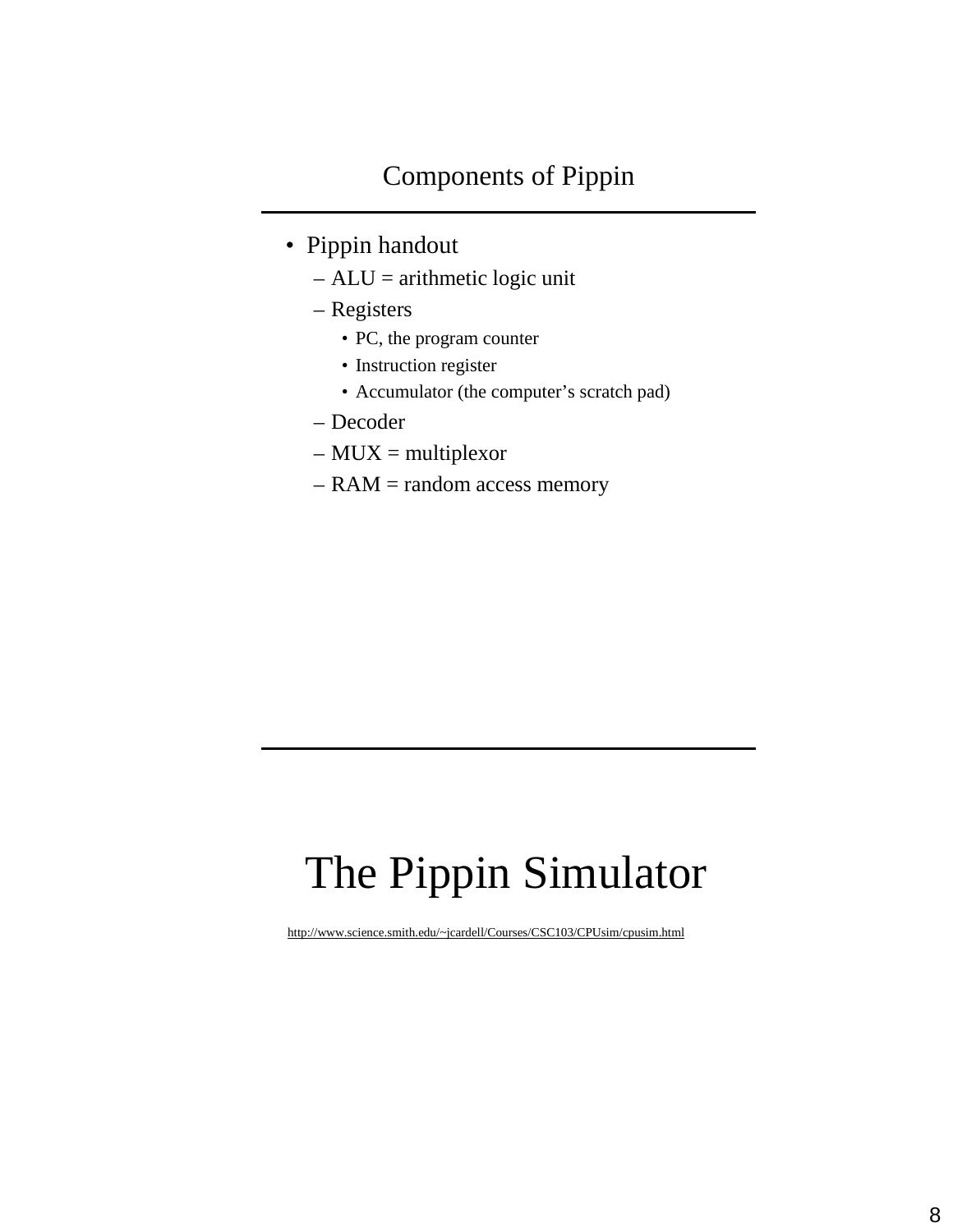## Components of Pippin

- Pippin handout
  - ALU = arithmetic logic unit
  - Registers
    - PC, the program counter
    - Instruction register
    - Accumulator (the computer's scratch pad)
  - Decoder
  - MUX = multiplexor
  - RAM = random access memory

# The Pippin Simulator

http://www.science.smith.edu/~jcardell/Courses/CSC103/CPUsim/cpusim.html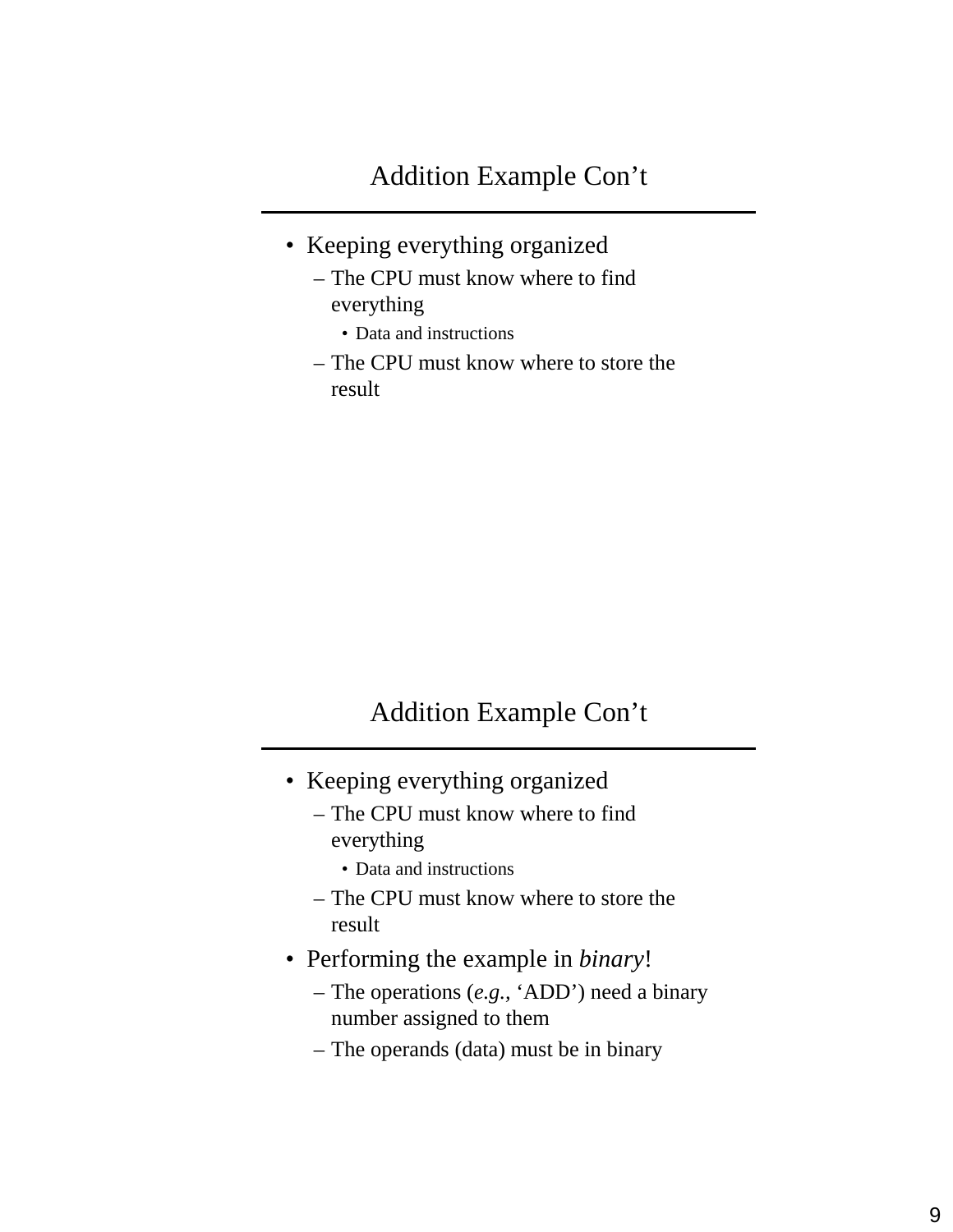## Addition Example Con't

- Keeping everything organized
  - The CPU must know where to find everything
    - Data and instructions
  - The CPU must know where to store the result

## Addition Example Con't

- Keeping everything organized
  - The CPU must know where to find everything
    - Data and instructions
  - The CPU must know where to store the result
- Performing the example in *binary*!
  - The operations (*e.g.*, 'ADD') need a binary number assigned to them
  - The operands (data) must be in binary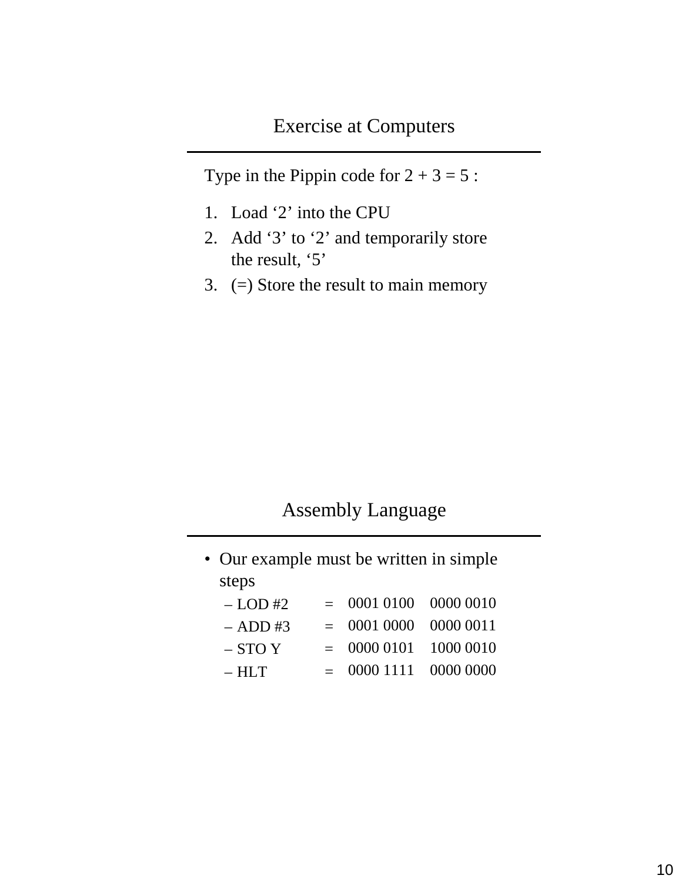## Exercise at Computers

Type in the Pippin code for 2 + 3 = 5 :

1. Load '2' into the CPU
2. Add '3' to '2' and temporarily store the result, '5'
3. (=) Store the result to main memory

## Assembly Language

- Our example must be written in simple steps
  - LOD #2 = 0001 0100 0000 0010
  - ADD #3 = 0001 0000 0000 0011
  - STO Y = 0000 0101 1000 0010
  - HLT = 0000 1111 0000 0000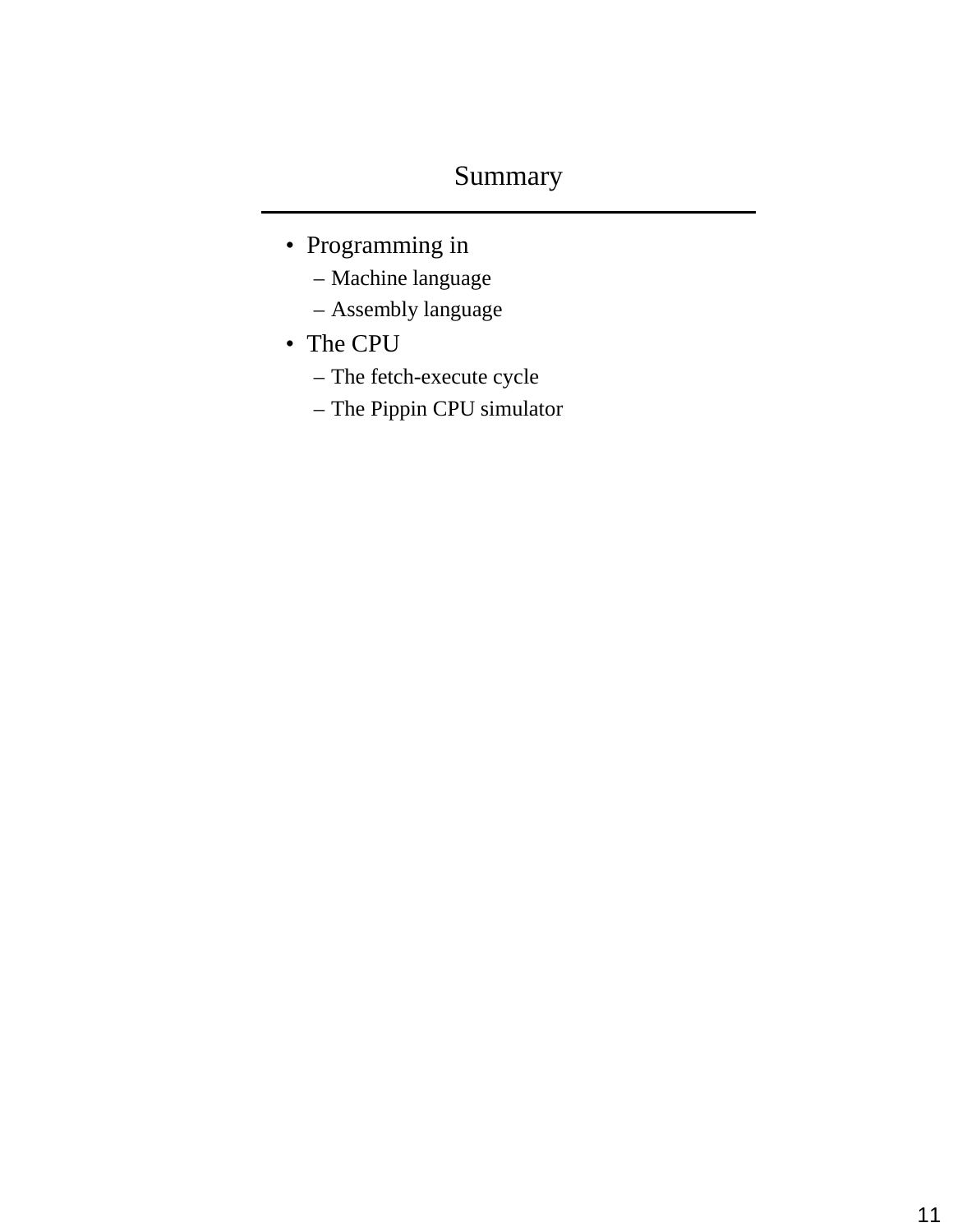# Summary

- Programming in
  - Machine language
  - Assembly language
- The CPU
  - The fetch-execute cycle
  - The Pippin CPU simulator